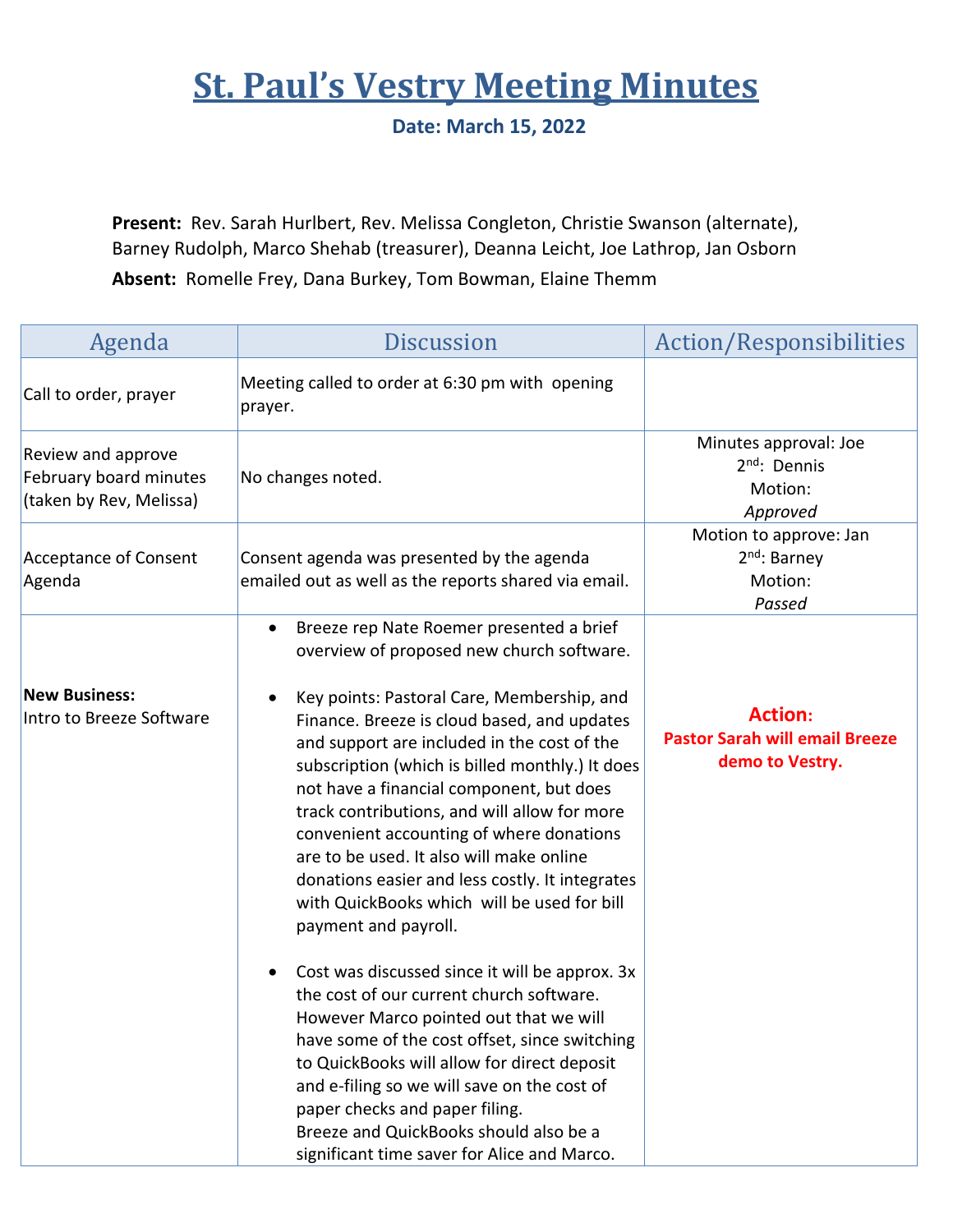# St. Paul's Vestry Meeting Minutes

**Date: March 15, 2022**

**Present:** Rev. Sarah Hurlbert, Rev. Melissa Congleton, Christie Swanson (alternate), Barney Rudolph, Marco Shehab (treasurer), Deanna Leicht, Joe Lathrop, Jan Osborn

**Absent:** Romelle Frey, Dana Burkey, Tom Bowman, Elaine Themm

| Agenda | Discussion | Action/Responsibilities |
|---|---|---|
| Call to order, prayer | Meeting called to order at 6:30 pm with opening prayer. | |
| Review and approve February board minutes (taken by Rev, Melissa) | No changes noted. | Minutes approval: Joe<br>2nd: Dennis<br>Motion:<br>*Approved* |
| Acceptance of Consent Agenda | Consent agenda was presented by the agenda emailed out as well as the reports shared via email. | Motion to approve: Jan<br>2nd: Barney<br>Motion:<br>*Passed* |
| **New Business:**<br>Intro to Breeze Software | • Breeze rep Nate Roemer presented a brief overview of proposed new church software.<br><br>• Key points: Pastoral Care, Membership, and Finance. Breeze is cloud based, and updates and support are included in the cost of the subscription (which is billed monthly.) It does not have a financial component, but does track contributions, and will allow for more convenient accounting of where donations are to be used. It also will make online donations easier and less costly. It integrates with QuickBooks which will be used for bill payment and payroll.<br><br>• Cost was discussed since it will be approx. 3x the cost of our current church software. However Marco pointed out that we will have some of the cost offset, since switching to QuickBooks will allow for direct deposit and e-filing so we will save on the cost of paper checks and paper filing.<br>Breeze and QuickBooks should also be a significant time saver for Alice and Marco. | **Action:**<br>**Pastor Sarah will email Breeze demo to Vestry.** |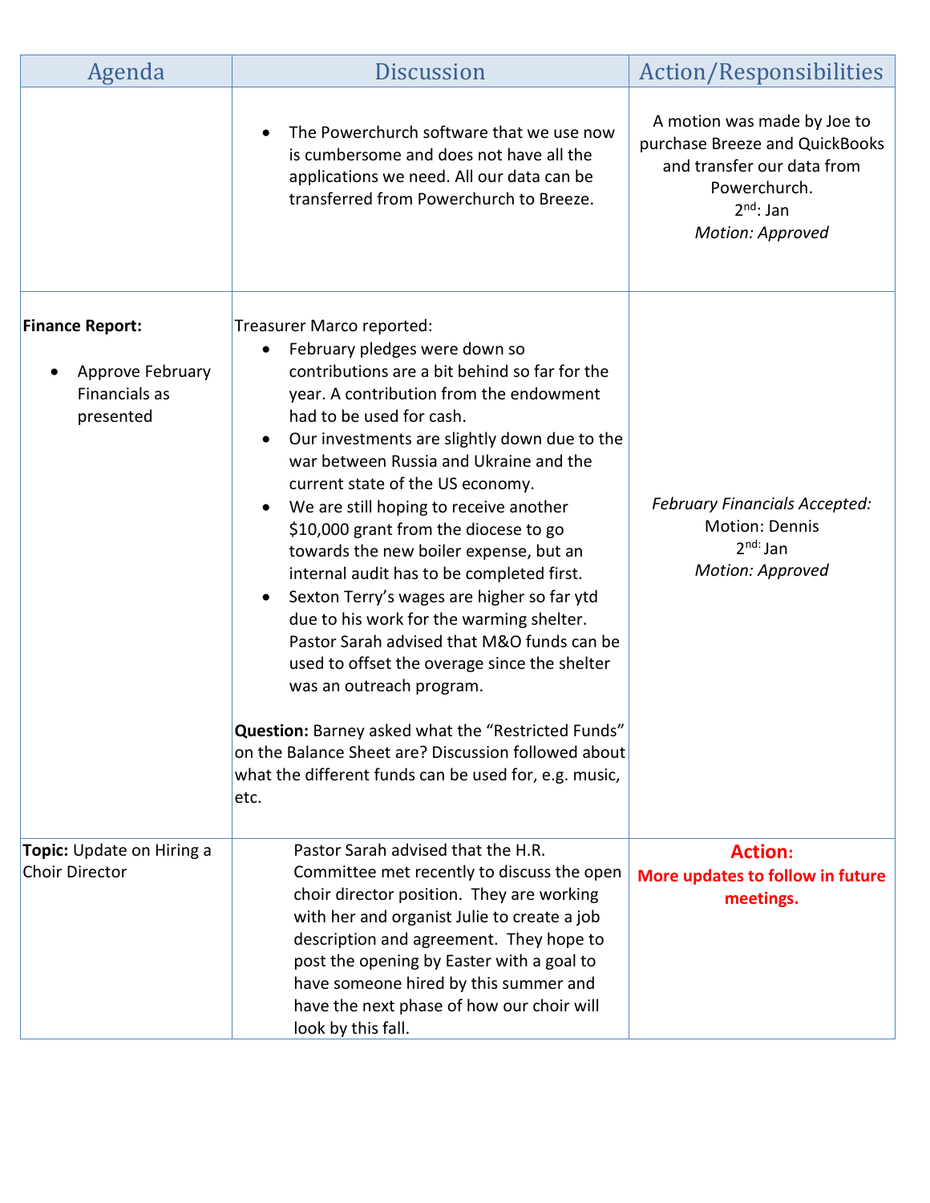| Agenda | Discussion | Action/Responsibilities |
| --- | --- | --- |
| | • The Powerchurch software that we use now is cumbersome and does not have all the applications we need. All our data can be transferred from Powerchurch to Breeze. | A motion was made by Joe to purchase Breeze and QuickBooks and transfer our data from Powerchurch.<br>2nd: Jan<br>*Motion: Approved* |
| **Finance Report:**<br><br>• Approve February Financials as presented | Treasurer Marco reported:<br>• February pledges were down so contributions are a bit behind so far for the year. A contribution from the endowment had to be used for cash.<br>• Our investments are slightly down due to the war between Russia and Ukraine and the current state of the US economy.<br>• We are still hoping to receive another $10,000 grant from the diocese to go towards the new boiler expense, but an internal audit has to be completed first.<br>• Sexton Terry's wages are higher so far ytd due to his work for the warming shelter. Pastor Sarah advised that M&O funds can be used to offset the overage since the shelter was an outreach program.<br><br>**Question:** Barney asked what the "Restricted Funds" on the Balance Sheet are? Discussion followed about what the different funds can be used for, e.g. music, etc. | *February Financials Accepted:*<br>Motion: Dennis<br>2nd: Jan<br>*Motion: Approved* |
| **Topic:** Update on Hiring a Choir Director | Pastor Sarah advised that the H.R. Committee met recently to discuss the open choir director position. They are working with her and organist Julie to create a job description and agreement. They hope to post the opening by Easter with a goal to have someone hired by this summer and have the next phase of how our choir will look by this fall. | **Action:**<br>**More updates to follow in future meetings.** |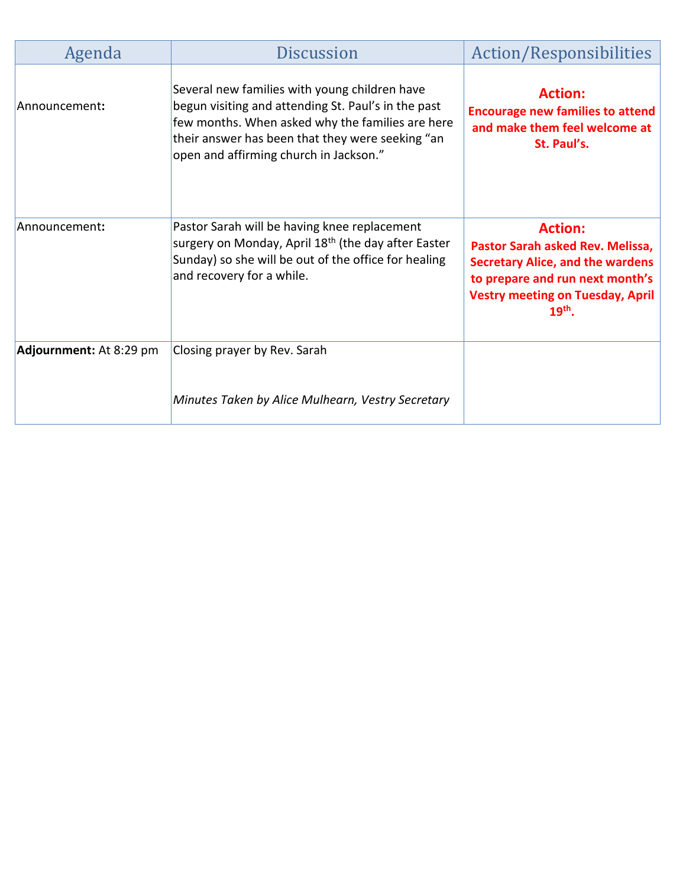| Agenda | Discussion | Action/Responsibilities |
| --- | --- | --- |
| Announcement**:** | Several new families with young children have begun visiting and attending St. Paul's in the past few months. When asked why the families are here their answer has been that they were seeking "an open and affirming church in Jackson." | **Action:** **Encourage new families to attend and make them feel welcome at St. Paul's.** |
| Announcement**:** | Pastor Sarah will be having knee replacement surgery on Monday, April 18th (the day after Easter Sunday) so she will be out of the office for healing and recovery for a while. | **Action:** **Pastor Sarah asked Rev. Melissa, Secretary Alice, and the wardens to prepare and run next month's Vestry meeting on Tuesday, April 19th.** |
| **Adjournment:** At 8:29 pm | Closing prayer by Rev. Sarah<br><br>*Minutes Taken by Alice Mulhearn, Vestry Secretary* | |